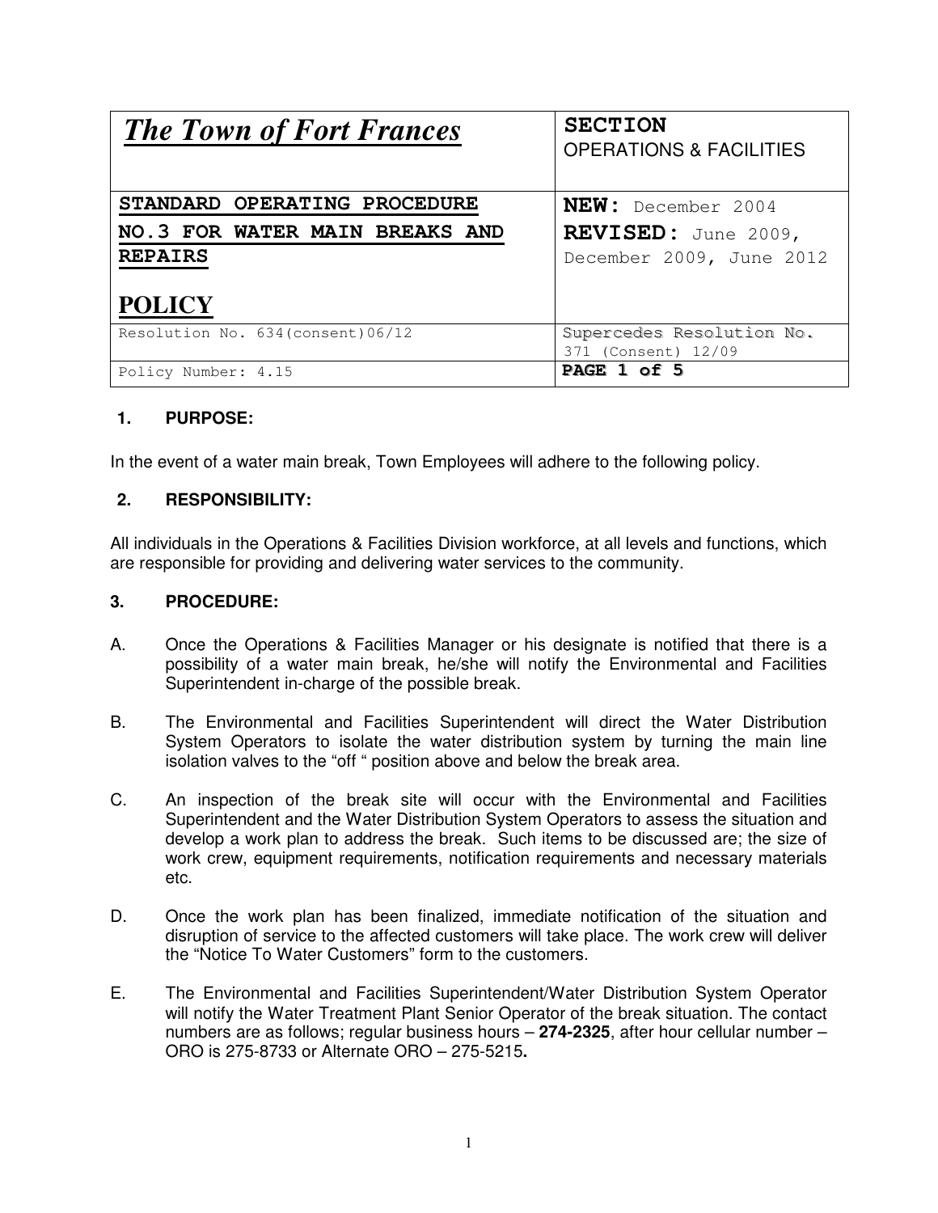| *The Town of Fort Frances* | **SECTION** OPERATIONS & FACILITIES |
| --- | --- |
| **STANDARD OPERATING PROCEDURE NO.3 FOR WATER MAIN BREAKS AND REPAIRS** **POLICY** | **NEW:** December 2004 **REVISED:** June 2009, December 2009, June 2012 |
| Resolution No. 634(consent)06/12 | Supercedes Resolution No. 371 (Consent) 12/09 |
| Policy Number: 4.15 | **PAGE 1 of 5** |

## 1. PURPOSE:

In the event of a water main break, Town Employees will adhere to the following policy.

## 2. RESPONSIBILITY:

All individuals in the Operations & Facilities Division workforce, at all levels and functions, which are responsible for providing and delivering water services to the community.

## 3. PROCEDURE:

A. Once the Operations & Facilities Manager or his designate is notified that there is a possibility of a water main break, he/she will notify the Environmental and Facilities Superintendent in-charge of the possible break.

B. The Environmental and Facilities Superintendent will direct the Water Distribution System Operators to isolate the water distribution system by turning the main line isolation valves to the "off " position above and below the break area.

C. An inspection of the break site will occur with the Environmental and Facilities Superintendent and the Water Distribution System Operators to assess the situation and develop a work plan to address the break. Such items to be discussed are; the size of work crew, equipment requirements, notification requirements and necessary materials etc.

D. Once the work plan has been finalized, immediate notification of the situation and disruption of service to the affected customers will take place. The work crew will deliver the "Notice To Water Customers" form to the customers.

E. The Environmental and Facilities Superintendent/Water Distribution System Operator will notify the Water Treatment Plant Senior Operator of the break situation. The contact numbers are as follows; regular business hours – **274-2325**, after hour cellular number – ORO is 275-8733 or Alternate ORO – 275-5215**.**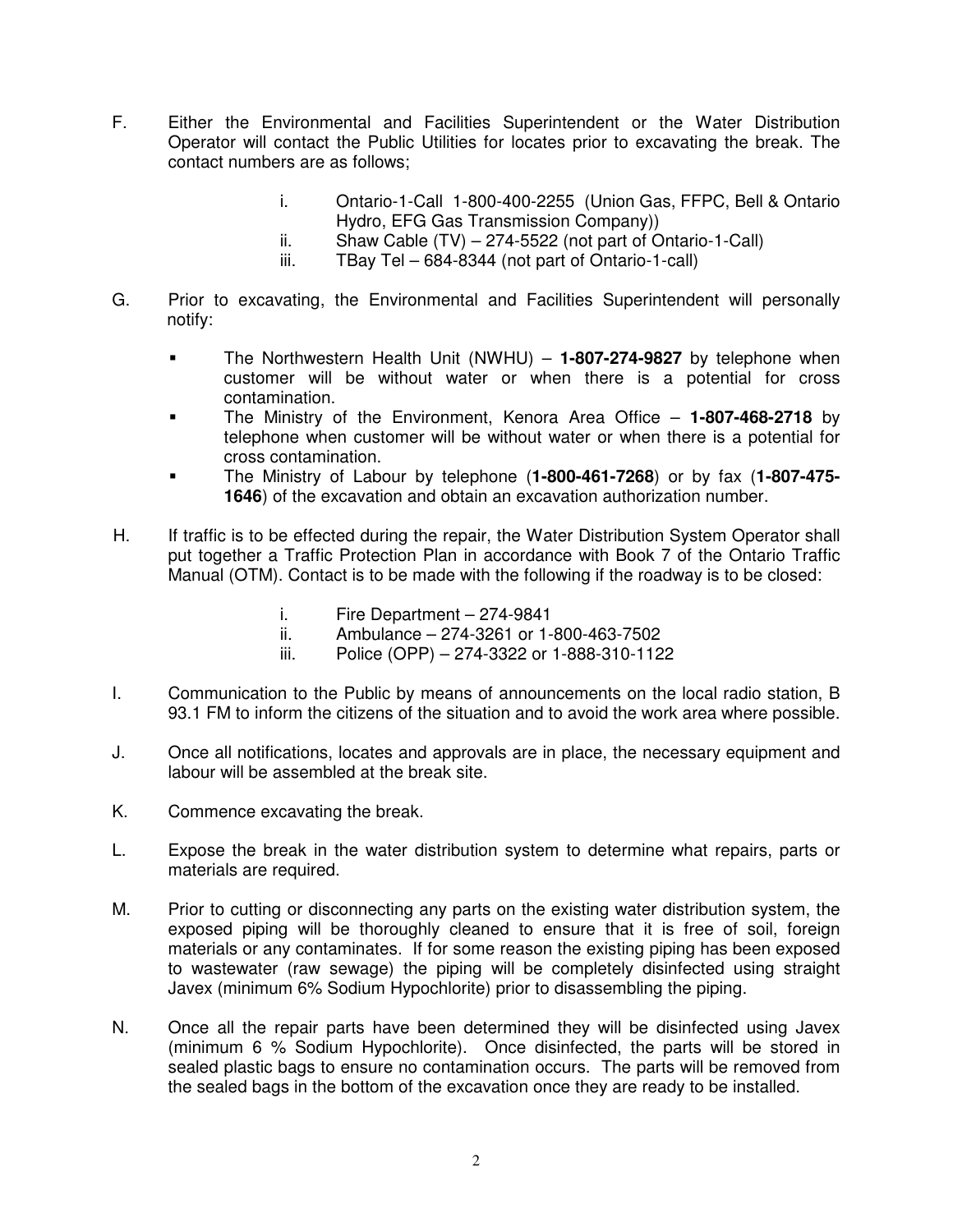F. Either the Environmental and Facilities Superintendent or the Water Distribution Operator will contact the Public Utilities for locates prior to excavating the break. The contact numbers are as follows;

   i. Ontario-1-Call 1-800-400-2255 (Union Gas, FFPC, Bell & Ontario Hydro, EFG Gas Transmission Company))
   ii. Shaw Cable (TV) – 274-5522 (not part of Ontario-1-Call)
   iii. TBay Tel – 684-8344 (not part of Ontario-1-call)

G. Prior to excavating, the Environmental and Facilities Superintendent will personally notify:

   - The Northwestern Health Unit (NWHU) – **1-807-274-9827** by telephone when customer will be without water or when there is a potential for cross contamination.
   - The Ministry of the Environment, Kenora Area Office – **1-807-468-2718** by telephone when customer will be without water or when there is a potential for cross contamination.
   - The Ministry of Labour by telephone (**1-800-461-7268**) or by fax (**1-807-475-1646**) of the excavation and obtain an excavation authorization number.

H. If traffic is to be effected during the repair, the Water Distribution System Operator shall put together a Traffic Protection Plan in accordance with Book 7 of the Ontario Traffic Manual (OTM). Contact is to be made with the following if the roadway is to be closed:

   i. Fire Department – 274-9841
   ii. Ambulance – 274-3261 or 1-800-463-7502
   iii. Police (OPP) – 274-3322 or 1-888-310-1122

I. Communication to the Public by means of announcements on the local radio station, B 93.1 FM to inform the citizens of the situation and to avoid the work area where possible.

J. Once all notifications, locates and approvals are in place, the necessary equipment and labour will be assembled at the break site.

K. Commence excavating the break.

L. Expose the break in the water distribution system to determine what repairs, parts or materials are required.

M. Prior to cutting or disconnecting any parts on the existing water distribution system, the exposed piping will be thoroughly cleaned to ensure that it is free of soil, foreign materials or any contaminates. If for some reason the existing piping has been exposed to wastewater (raw sewage) the piping will be completely disinfected using straight Javex (minimum 6% Sodium Hypochlorite) prior to disassembling the piping.

N. Once all the repair parts have been determined they will be disinfected using Javex (minimum 6 % Sodium Hypochlorite). Once disinfected, the parts will be stored in sealed plastic bags to ensure no contamination occurs. The parts will be removed from the sealed bags in the bottom of the excavation once they are ready to be installed.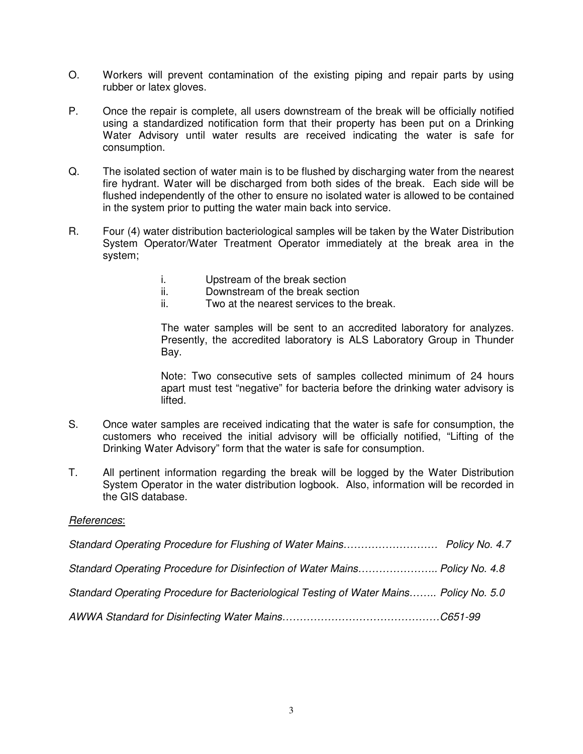O. Workers will prevent contamination of the existing piping and repair parts by using rubber or latex gloves.

P. Once the repair is complete, all users downstream of the break will be officially notified using a standardized notification form that their property has been put on a Drinking Water Advisory until water results are received indicating the water is safe for consumption.

Q. The isolated section of water main is to be flushed by discharging water from the nearest fire hydrant. Water will be discharged from both sides of the break. Each side will be flushed independently of the other to ensure no isolated water is allowed to be contained in the system prior to putting the water main back into service.

R. Four (4) water distribution bacteriological samples will be taken by the Water Distribution System Operator/Water Treatment Operator immediately at the break area in the system;

   i. Upstream of the break section
   ii. Downstream of the break section
   ii. Two at the nearest services to the break.

   The water samples will be sent to an accredited laboratory for analyzes. Presently, the accredited laboratory is ALS Laboratory Group in Thunder Bay.

   Note: Two consecutive sets of samples collected minimum of 24 hours apart must test "negative" for bacteria before the drinking water advisory is lifted.

S. Once water samples are received indicating that the water is safe for consumption, the customers who received the initial advisory will be officially notified, "Lifting of the Drinking Water Advisory" form that the water is safe for consumption.

T. All pertinent information regarding the break will be logged by the Water Distribution System Operator in the water distribution logbook. Also, information will be recorded in the GIS database.

*References*:

*Standard Operating Procedure for Flushing of Water Mains……………………… Policy No. 4.7*

*Standard Operating Procedure for Disinfection of Water Mains………………….. Policy No. 4.8*

*Standard Operating Procedure for Bacteriological Testing of Water Mains…….. Policy No. 5.0*

*AWWA Standard for Disinfecting Water Mains………………………………………C651-99*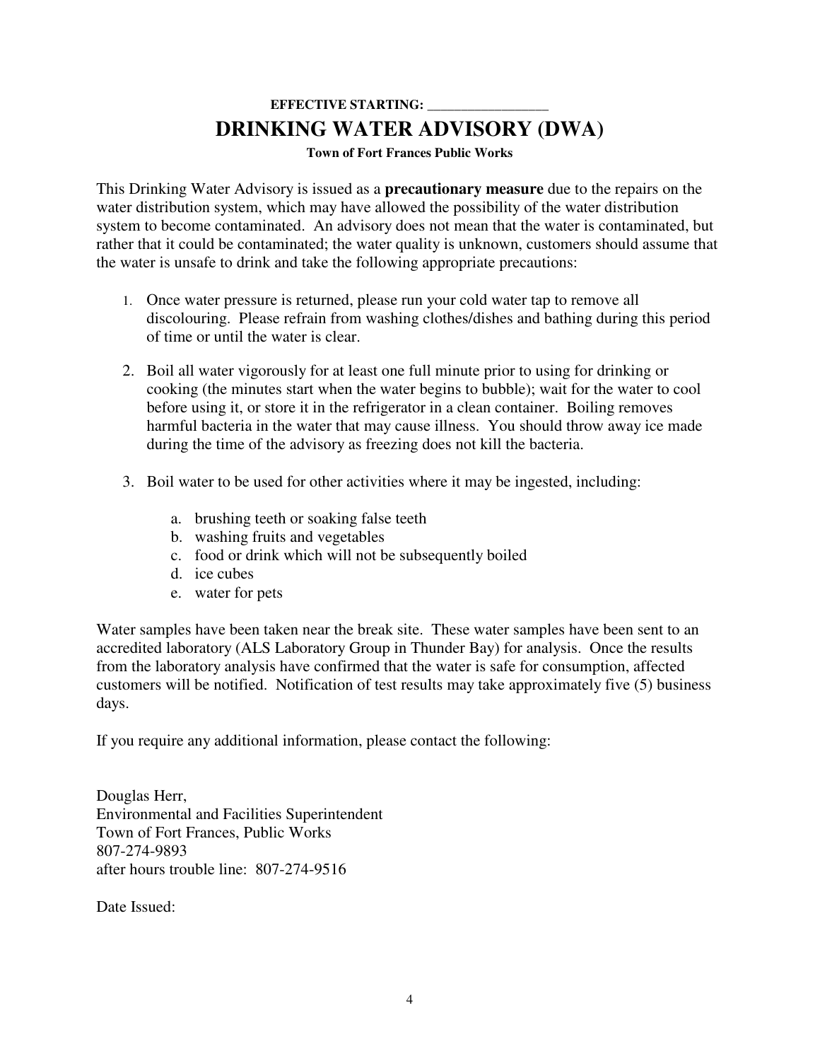**EFFECTIVE STARTING: ________________**

# DRINKING WATER ADVISORY (DWA)

**Town of Fort Frances Public Works**

This Drinking Water Advisory is issued as a **precautionary measure** due to the repairs on the water distribution system, which may have allowed the possibility of the water distribution system to become contaminated. An advisory does not mean that the water is contaminated, but rather that it could be contaminated; the water quality is unknown, customers should assume that the water is unsafe to drink and take the following appropriate precautions:

1. Once water pressure is returned, please run your cold water tap to remove all discolouring. Please refrain from washing clothes/dishes and bathing during this period of time or until the water is clear.

2. Boil all water vigorously for at least one full minute prior to using for drinking or cooking (the minutes start when the water begins to bubble); wait for the water to cool before using it, or store it in the refrigerator in a clean container. Boiling removes harmful bacteria in the water that may cause illness. You should throw away ice made during the time of the advisory as freezing does not kill the bacteria.

3. Boil water to be used for other activities where it may be ingested, including:

    a. brushing teeth or soaking false teeth
    b. washing fruits and vegetables
    c. food or drink which will not be subsequently boiled
    d. ice cubes
    e. water for pets

Water samples have been taken near the break site. These water samples have been sent to an accredited laboratory (ALS Laboratory Group in Thunder Bay) for analysis. Once the results from the laboratory analysis have confirmed that the water is safe for consumption, affected customers will be notified. Notification of test results may take approximately five (5) business days.

If you require any additional information, please contact the following:

Douglas Herr,
Environmental and Facilities Superintendent
Town of Fort Frances, Public Works
807-274-9893
after hours trouble line: 807-274-9516

Date Issued: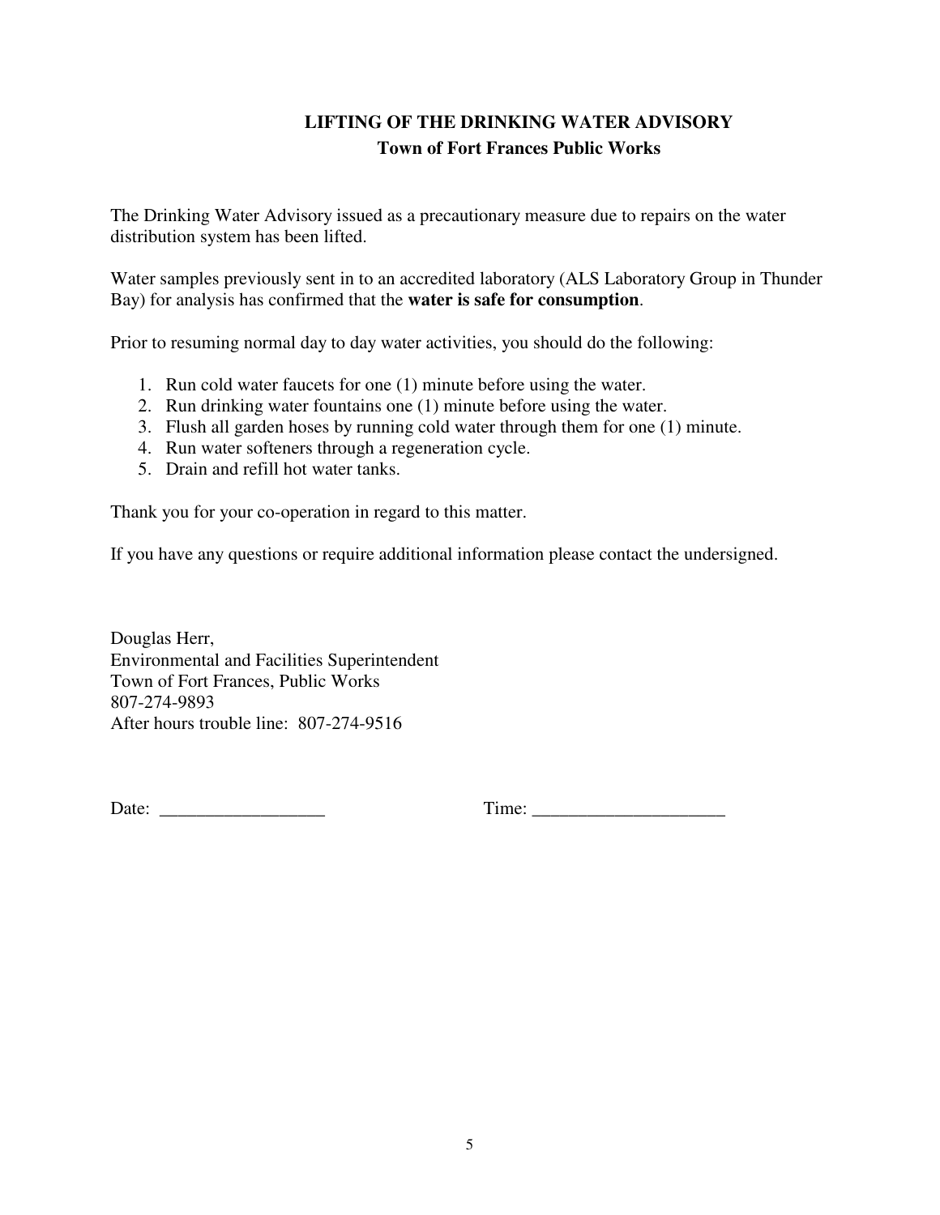# LIFTING OF THE DRINKING WATER ADVISORY

## Town of Fort Frances Public Works

The Drinking Water Advisory issued as a precautionary measure due to repairs on the water distribution system has been lifted.

Water samples previously sent in to an accredited laboratory (ALS Laboratory Group in Thunder Bay) for analysis has confirmed that the **water is safe for consumption**.

Prior to resuming normal day to day water activities, you should do the following:

1. Run cold water faucets for one (1) minute before using the water.
2. Run drinking water fountains one (1) minute before using the water.
3. Flush all garden hoses by running cold water through them for one (1) minute.
4. Run water softeners through a regeneration cycle.
5. Drain and refill hot water tanks.

Thank you for your co-operation in regard to this matter.

If you have any questions or require additional information please contact the undersigned.

Douglas Herr,
Environmental and Facilities Superintendent
Town of Fort Frances, Public Works
807-274-9893
After hours trouble line: 807-274-9516

Date: __________________ Time: _____________________